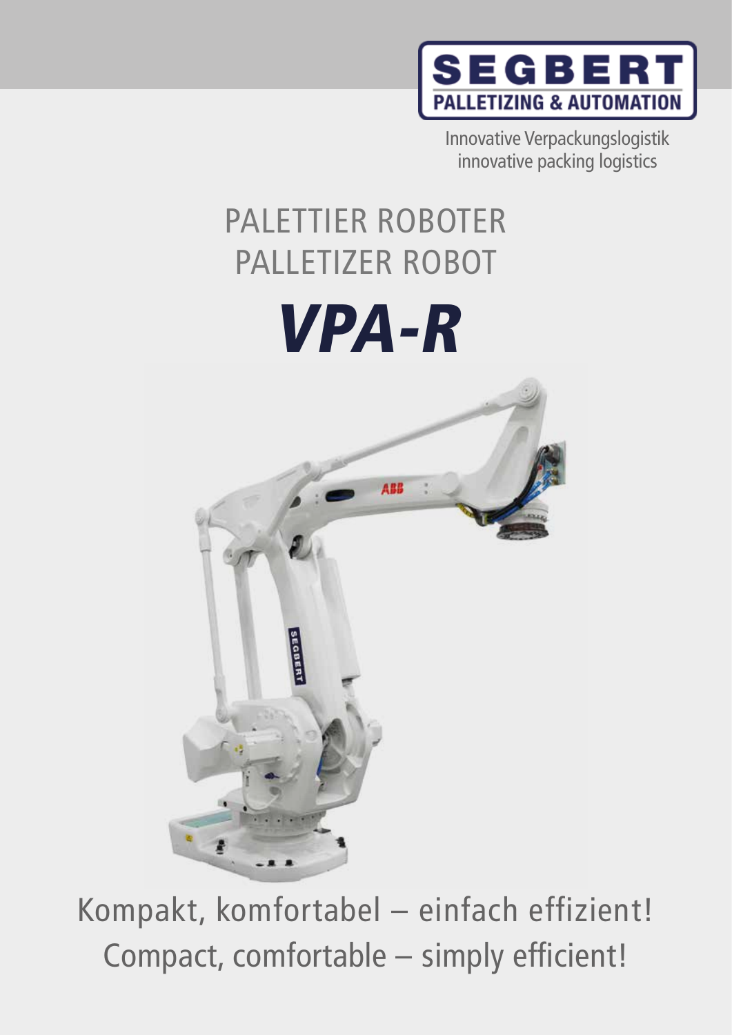SEGBERT
PALLETIZING & AUTOMATION

Innovative Verpackungslogistik
innovative packing logistics

# PALETTIER ROBOTER
# PALLETIZER ROBOT

# *VPA-R*

Kompakt, komfortabel – einfach effizient!
Compact, comfortable – simply efficient!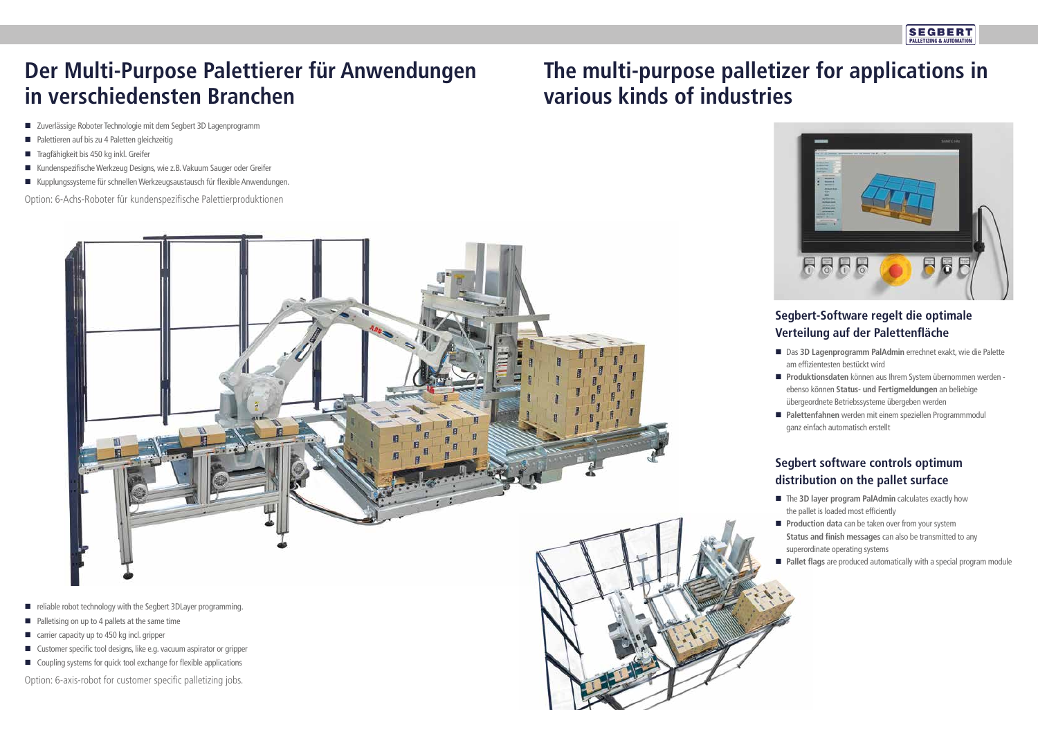# Der Multi-Purpose Palettierer für Anwendungen in verschiedensten Branchen

- Zuverlässige Roboter Technologie mit dem Segbert 3D Lagenprogramm
- Palettieren auf bis zu 4 Paletten gleichzeitig
- Tragfähigkeit bis 450 kg inkl. Greifer
- Kundenspezifische Werkzeug Designs, wie z.B. Vakuum Sauger oder Greifer
- Kupplungssysteme für schnellen Werkzeugsaustausch für flexible Anwendungen.

Option: 6-Achs-Roboter für kundenspezifische Palettierproduktionen

- reliable robot technology with the Segbert 3DLayer programming.
- Palletising on up to 4 pallets at the same time
- carrier capacity up to 450 kg incl. gripper
- Customer specific tool designs, like e.g. vacuum aspirator or gripper
- Coupling systems for quick tool exchange for flexible applications

Option: 6-axis-robot for customer specific palletizing jobs.

# The multi-purpose palletizer for applications in various kinds of industries

## Segbert-Software regelt die optimale Verteilung auf der Palettenfläche

- Das **3D Lagenprogramm PalAdmin** errechnet exakt, wie die Palette am effizientesten bestückt wird
- **Produktionsdaten** können aus Ihrem System übernommen werden - ebenso können **Status- und Fertigmeldungen** an beliebige übergeordnete Betriebssysteme übergeben werden
- **Palettenfahnen** werden mit einem speziellen Programmmodul ganz einfach automatisch erstellt

## Segbert software controls optimum distribution on the pallet surface

- The **3D layer program PalAdmin** calculates exactly how the pallet is loaded most efficiently
- **Production data** can be taken over from your system **Status and finish messages** can also be transmitted to any superordinate operating systems
- **Pallet flags** are produced automatically with a special program module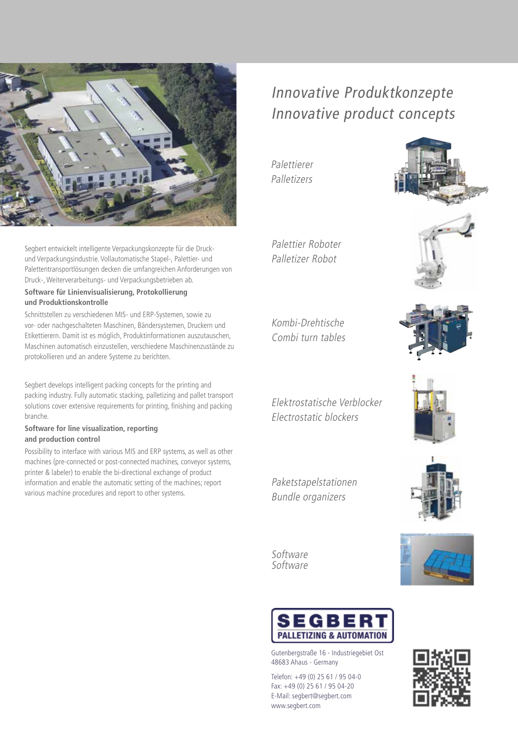Segbert entwickelt intelligente Verpackungskonzepte für die Druck- und Verpackungsindustrie. Vollautomatische Stapel-, Palettier- und Palettentransportlösungen decken die umfangreichen Anforderungen von Druck-, Weiterverarbeitungs- und Verpackungsbetrieben ab.

**Software für Linienvisualisierung, Protokollierung und Produktionskontrolle**

Schnittstellen zu verschiedenen MIS- und ERP-Systemen, sowie zu vor- oder nachgeschalteten Maschinen, Bändersystemen, Druckern und Etikettierern. Damit ist es möglich, Produktinformationen auszutauschen, Maschinen automatisch einzustellen, verschiedene Maschinenzustände zu protokollieren und an andere Systeme zu berichten.

Segbert develops intelligent packing concepts for the printing and packing industry. Fully automatic stacking, palletizing and pallet transport solutions cover extensive requirements for printing, finishing and packing branche.

**Software for line visualization, reporting and production control**

Possibility to interface with various MIS and ERP systems, as well as other machines (pre-connected or post-connected machines, conveyor systems, printer & labeler) to enable the bi-directional exchange of product information and enable the automatic setting of the machines; report various machine procedures and report to other systems.

# *Innovative Produktkonzepte*
# *Innovative product concepts*

*Palettierer*
*Palletizers*

*Palettier Roboter*
*Palletizer Robot*

*Kombi-Drehtische*
*Combi turn tables*

*Elektrostatische Verblocker*
*Electrostatic blockers*

*Paketstapelstationen*
*Bundle organizers*

*Software*
*Software*

**SEGBERT**
**PALLETIZING & AUTOMATION**

Gutenbergstraße 16 - Industriegebiet Ost
48683 Ahaus - Germany

Telefon: +49 (0) 25 61 / 95 04-0
Fax: +49 (0) 25 61 / 95 04-20
E-Mail: segbert@segbert.com
www.segbert.com